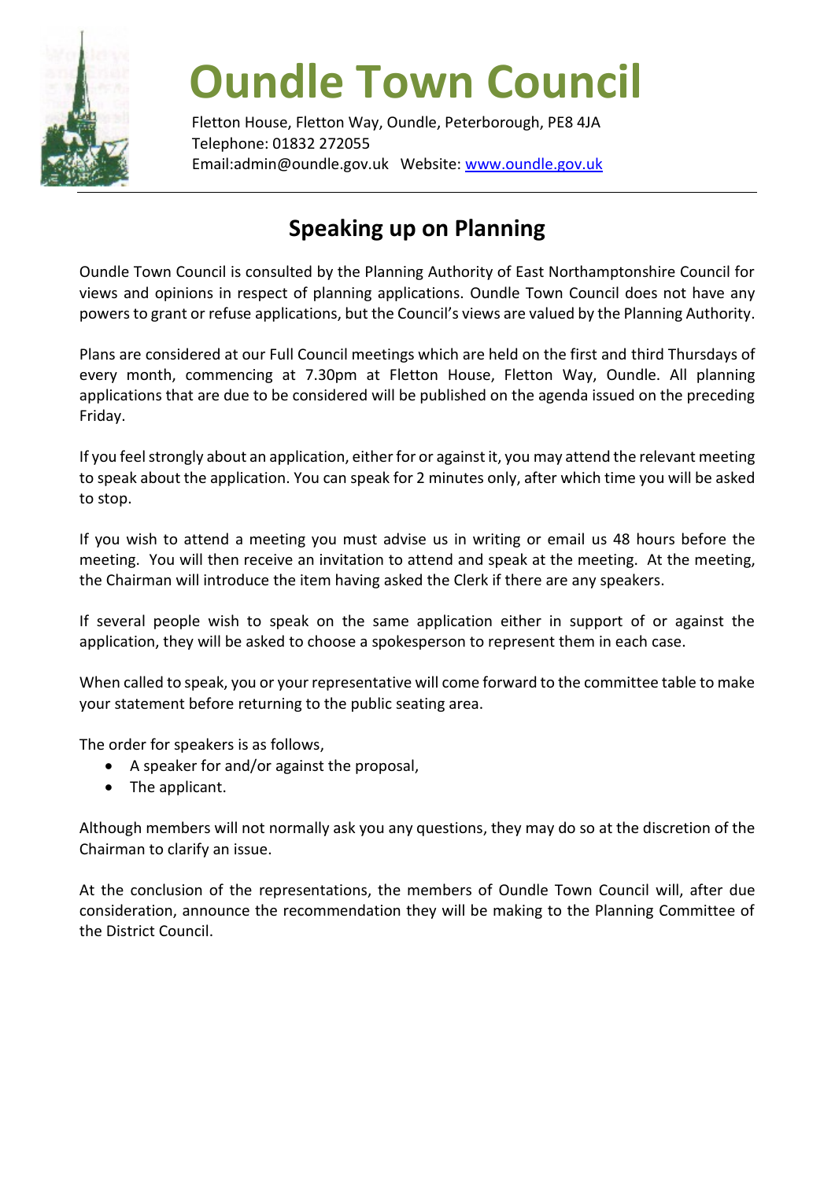# Oundle Town Council

Fletton House, Fletton Way, Oundle, Peterborough, PE8 4JA
Telephone: 01832 272055
Email:admin@oundle.gov.uk Website: [www.oundle.gov.uk](http://www.oundle.gov.uk)

---

## Speaking up on Planning

Oundle Town Council is consulted by the Planning Authority of East Northamptonshire Council for views and opinions in respect of planning applications. Oundle Town Council does not have any powers to grant or refuse applications, but the Council's views are valued by the Planning Authority.

Plans are considered at our Full Council meetings which are held on the first and third Thursdays of every month, commencing at 7.30pm at Fletton House, Fletton Way, Oundle. All planning applications that are due to be considered will be published on the agenda issued on the preceding Friday.

If you feel strongly about an application, either for or against it, you may attend the relevant meeting to speak about the application. You can speak for 2 minutes only, after which time you will be asked to stop.

If you wish to attend a meeting you must advise us in writing or email us 48 hours before the meeting. You will then receive an invitation to attend and speak at the meeting. At the meeting, the Chairman will introduce the item having asked the Clerk if there are any speakers.

If several people wish to speak on the same application either in support of or against the application, they will be asked to choose a spokesperson to represent them in each case.

When called to speak, you or your representative will come forward to the committee table to make your statement before returning to the public seating area.

The order for speakers is as follows,

- A speaker for and/or against the proposal,
- The applicant.

Although members will not normally ask you any questions, they may do so at the discretion of the Chairman to clarify an issue.

At the conclusion of the representations, the members of Oundle Town Council will, after due consideration, announce the recommendation they will be making to the Planning Committee of the District Council.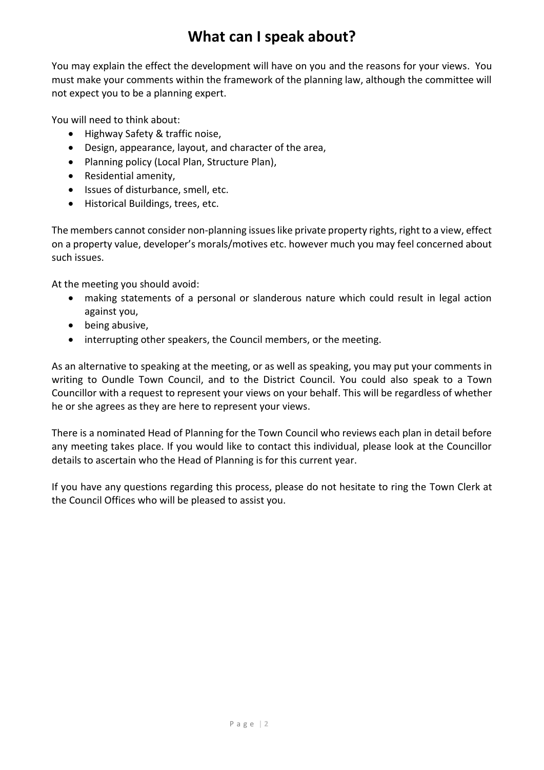# What can I speak about?

You may explain the effect the development will have on you and the reasons for your views. You must make your comments within the framework of the planning law, although the committee will not expect you to be a planning expert.

You will need to think about:

- Highway Safety & traffic noise,
- Design, appearance, layout, and character of the area,
- Planning policy (Local Plan, Structure Plan),
- Residential amenity,
- Issues of disturbance, smell, etc.
- Historical Buildings, trees, etc.

The members cannot consider non-planning issues like private property rights, right to a view, effect on a property value, developer's morals/motives etc. however much you may feel concerned about such issues.

At the meeting you should avoid:

- making statements of a personal or slanderous nature which could result in legal action against you,
- being abusive,
- interrupting other speakers, the Council members, or the meeting.

As an alternative to speaking at the meeting, or as well as speaking, you may put your comments in writing to Oundle Town Council, and to the District Council. You could also speak to a Town Councillor with a request to represent your views on your behalf. This will be regardless of whether he or she agrees as they are here to represent your views.

There is a nominated Head of Planning for the Town Council who reviews each plan in detail before any meeting takes place. If you would like to contact this individual, please look at the Councillor details to ascertain who the Head of Planning is for this current year.

If you have any questions regarding this process, please do not hesitate to ring the Town Clerk at the Council Offices who will be pleased to assist you.